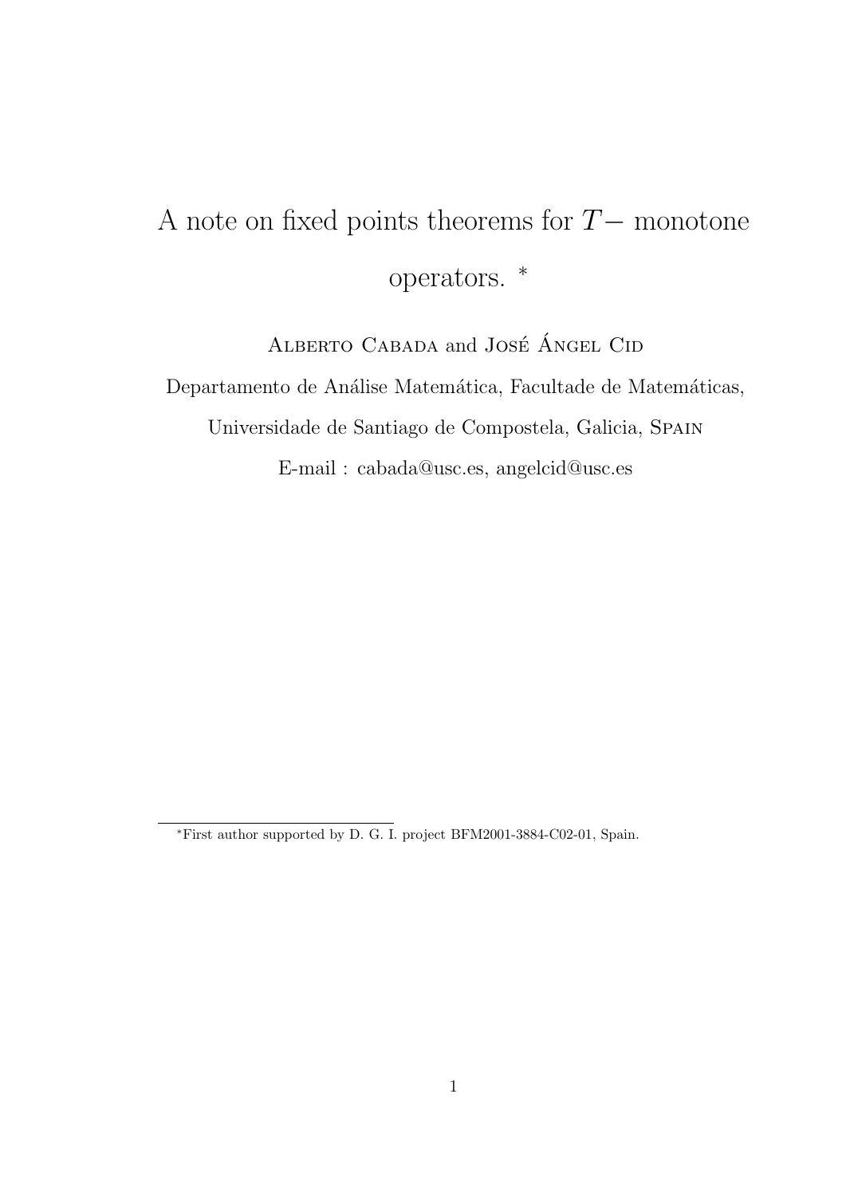# A note on fixed points theorems for $T-$ monotone operators. *

Alberto Cabada and José Ángel Cid

Departamento de Análise Matemática, Facultade de Matemáticas,

Universidade de Santiago de Compostela, Galicia, Spain

E-mail : cabada@usc.es, angelcid@usc.es

---

*First author supported by D. G. I. project BFM2001-3884-C02-01, Spain.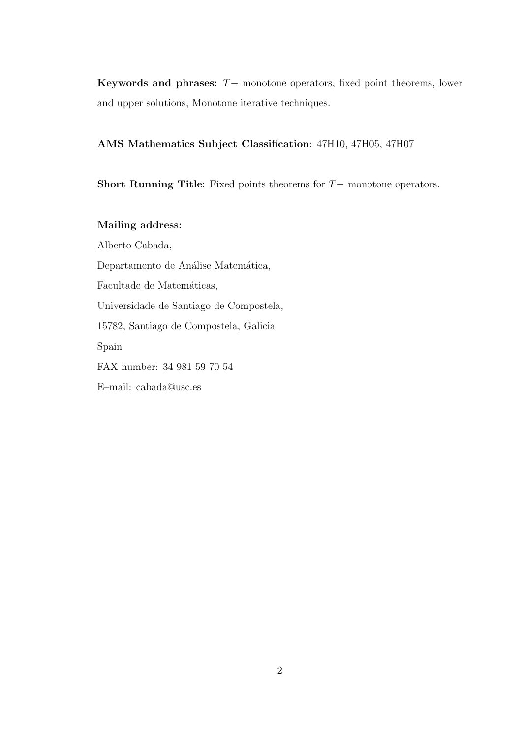**Keywords and phrases:** $T-$ monotone operators, fixed point theorems, lower and upper solutions, Monotone iterative techniques.

**AMS Mathematics Subject Classification**: 47H10, 47H05, 47H07

**Short Running Title**: Fixed points theorems for $T-$ monotone operators.

**Mailing address:**

Alberto Cabada,

Departamento de Análise Matemática,

Facultade de Matemáticas,

Universidade de Santiago de Compostela,

15782, Santiago de Compostela, Galicia

Spain

FAX number: 34 981 59 70 54

E–mail: cabada@usc.es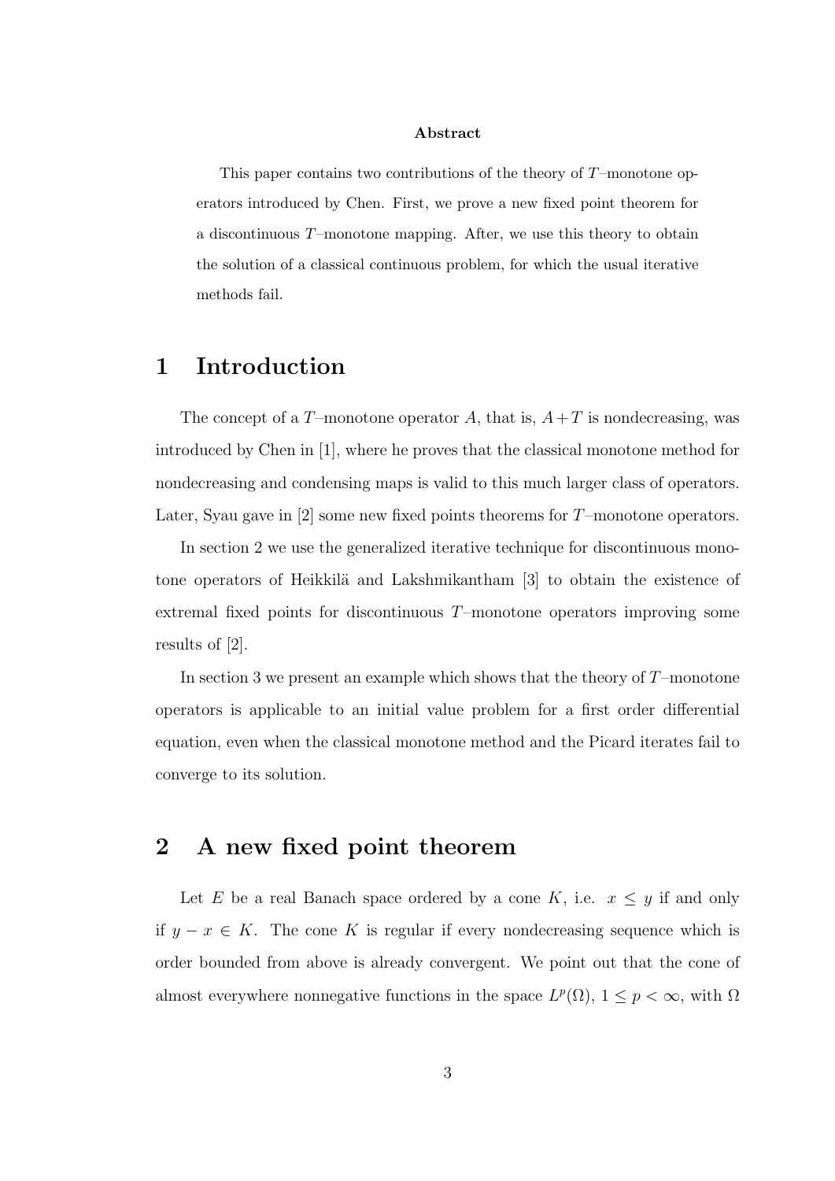**Abstract**

This paper contains two contributions of the theory of $T$–monotone operators introduced by Chen. First, we prove a new fixed point theorem for a discontinuous $T$–monotone mapping. After, we use this theory to obtain the solution of a classical continuous problem, for which the usual iterative methods fail.

# 1 Introduction

The concept of a $T$–monotone operator $A$, that is, $A+T$ is nondecreasing, was introduced by Chen in [1], where he proves that the classical monotone method for nondecreasing and condensing maps is valid to this much larger class of operators. Later, Syau gave in [2] some new fixed points theorems for $T$–monotone operators.

In section 2 we use the generalized iterative technique for discontinuous monotone operators of Heikkilä and Lakshmikantham [3] to obtain the existence of extremal fixed points for discontinuous $T$–monotone operators improving some results of [2].

In section 3 we present an example which shows that the theory of $T$–monotone operators is applicable to an initial value problem for a first order differential equation, even when the classical monotone method and the Picard iterates fail to converge to its solution.

# 2 A new fixed point theorem

Let $E$ be a real Banach space ordered by a cone $K$, i.e. $x \leq y$ if and only if $y - x \in K$. The cone $K$ is regular if every nondecreasing sequence which is order bounded from above is already convergent. We point out that the cone of almost everywhere nonnegative functions in the space $L^p(\Omega)$, $1 \leq p < \infty$, with $\Omega$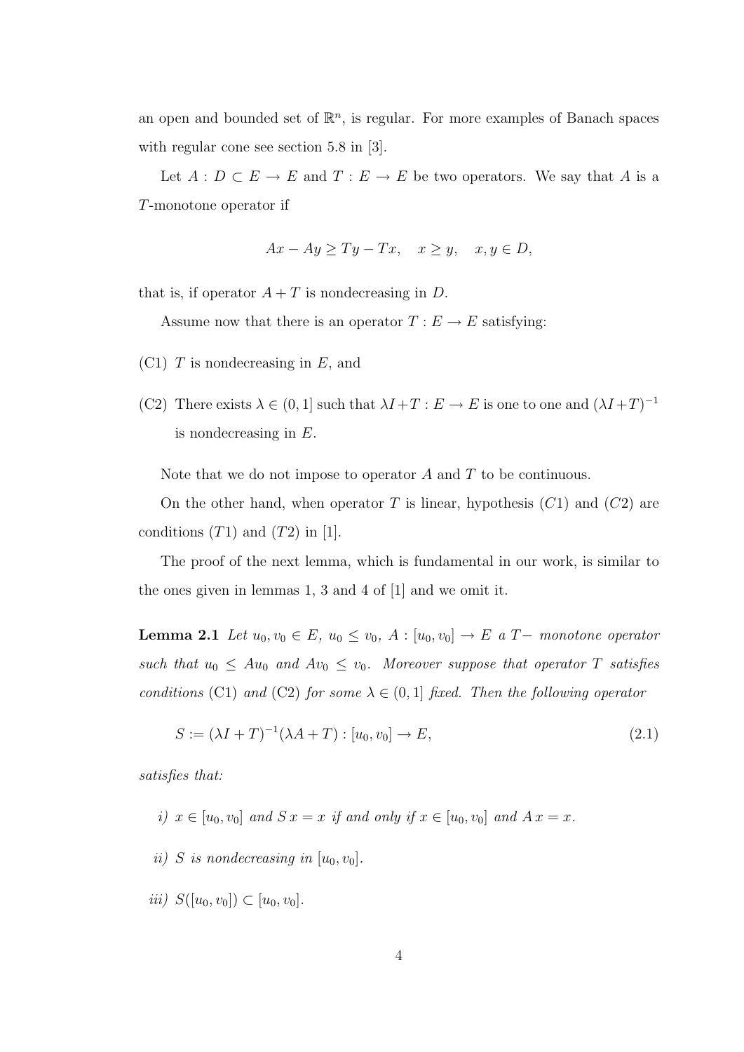an open and bounded set of $\mathbb{R}^n$, is regular. For more examples of Banach spaces with regular cone see section 5.8 in [3].

Let $A : D \subset E \to E$ and $T : E \to E$ be two operators. We say that $A$ is a $T$-monotone operator if

$$Ax - Ay \geq Ty - Tx, \quad x \geq y, \quad x, y \in D,$$

that is, if operator $A + T$ is nondecreasing in $D$.

Assume now that there is an operator $T : E \to E$ satisfying:

(C1) $T$ is nondecreasing in $E$, and

(C2) There exists $\lambda \in (0, 1]$ such that $\lambda I + T : E \to E$ is one to one and $(\lambda I + T)^{-1}$ is nondecreasing in $E$.

Note that we do not impose to operator $A$ and $T$ to be continuous.

On the other hand, when operator $T$ is linear, hypothesis $(C1)$ and $(C2)$ are conditions $(T1)$ and $(T2)$ in [1].

The proof of the next lemma, which is fundamental in our work, is similar to the ones given in lemmas 1, 3 and 4 of [1] and we omit it.

**Lemma 2.1** *Let $u_0, v_0 \in E$, $u_0 \leq v_0$, $A : [u_0, v_0] \to E$ a $T-$ monotone operator such that $u_0 \leq Au_0$ and $Av_0 \leq v_0$. Moreover suppose that operator $T$ satisfies conditions* (C1) *and* (C2) *for some $\lambda \in (0, 1]$ fixed. Then the following operator*

$$S := (\lambda I + T)^{-1}(\lambda A + T) : [u_0, v_0] \to E, \tag{2.1}$$

*satisfies that:*

*i) $x \in [u_0, v_0]$ and $S\,x = x$ if and only if $x \in [u_0, v_0]$ and $A\,x = x$.*

*ii) $S$ is nondecreasing in $[u_0, v_0]$.*

*iii) $S([u_0, v_0]) \subset [u_0, v_0]$.*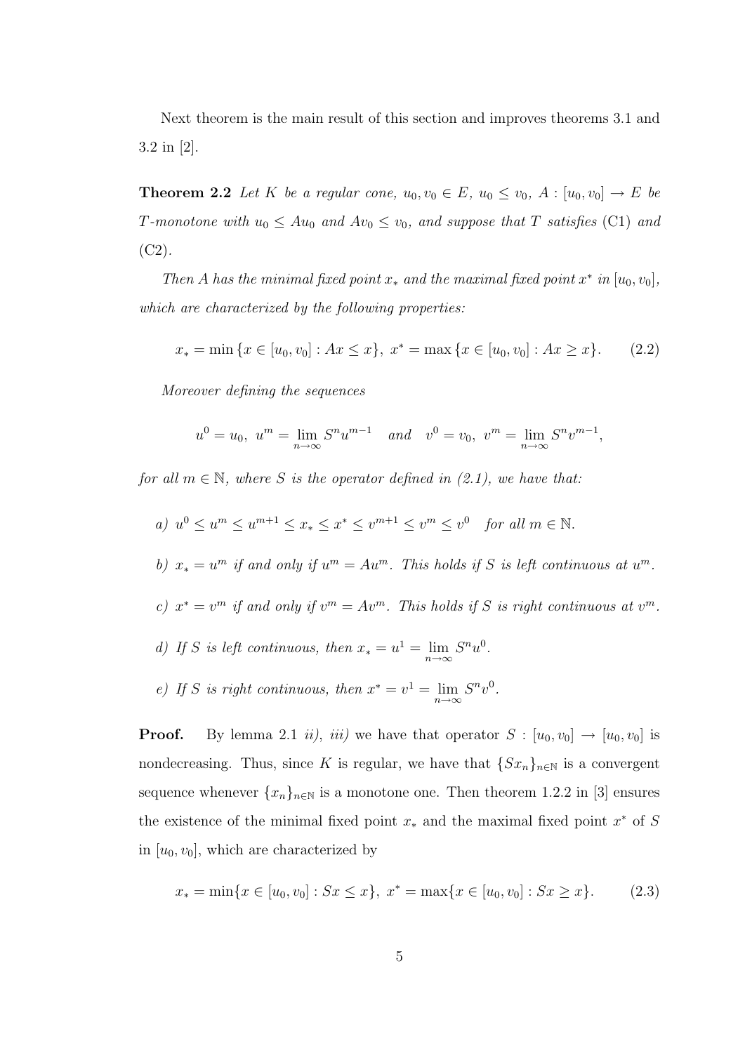Next theorem is the main result of this section and improves theorems 3.1 and 3.2 in [2].

**Theorem 2.2** *Let $K$ be a regular cone, $u_0, v_0 \in E$, $u_0 \le v_0$, $A : [u_0, v_0] \to E$ be $T$-monotone with $u_0 \le Au_0$ and $Av_0 \le v_0$, and suppose that $T$ satisfies* (C1) *and* (C2).

*Then $A$ has the minimal fixed point $x_*$ and the maximal fixed point $x^*$ in $[u_0, v_0]$, which are characterized by the following properties:*

$$x_* = \min\{x \in [u_0, v_0] : Ax \le x\},\ x^* = \max\{x \in [u_0, v_0] : Ax \ge x\}. \tag{2.2}$$

*Moreover defining the sequences*

$$u^0 = u_0,\ u^m = \lim_{n\to\infty} S^n u^{m-1} \quad \text{and} \quad v^0 = v_0,\ v^m = \lim_{n\to\infty} S^n v^{m-1},$$

*for all $m \in \mathbb{N}$, where $S$ is the operator defined in (2.1), we have that:*

*a)* $u^0 \le u^m \le u^{m+1} \le x_* \le x^* \le v^{m+1} \le v^m \le v^0$ *for all $m \in \mathbb{N}$.*

*b)* $x_* = u^m$ *if and only if* $u^m = Au^m$. *This holds if $S$ is left continuous at $u^m$.*

*c)* $x^* = v^m$ *if and only if* $v^m = Av^m$. *This holds if $S$ is right continuous at $v^m$.*

*d) If $S$ is left continuous, then* $x_* = u^1 = \lim_{n\to\infty} S^n u^0$.

*e) If $S$ is right continuous, then* $x^* = v^1 = \lim_{n\to\infty} S^n v^0$.

**Proof.** By lemma 2.1 *ii), iii)* we have that operator $S : [u_0, v_0] \to [u_0, v_0]$ is nondecreasing. Thus, since $K$ is regular, we have that $\{Sx_n\}_{n\in\mathbb{N}}$ is a convergent sequence whenever $\{x_n\}_{n\in\mathbb{N}}$ is a monotone one. Then theorem 1.2.2 in [3] ensures the existence of the minimal fixed point $x_*$ and the maximal fixed point $x^*$ of $S$ in $[u_0, v_0]$, which are characterized by

$$x_* = \min\{x \in [u_0, v_0] : Sx \le x\},\ x^* = \max\{x \in [u_0, v_0] : Sx \ge x\}. \tag{2.3}$$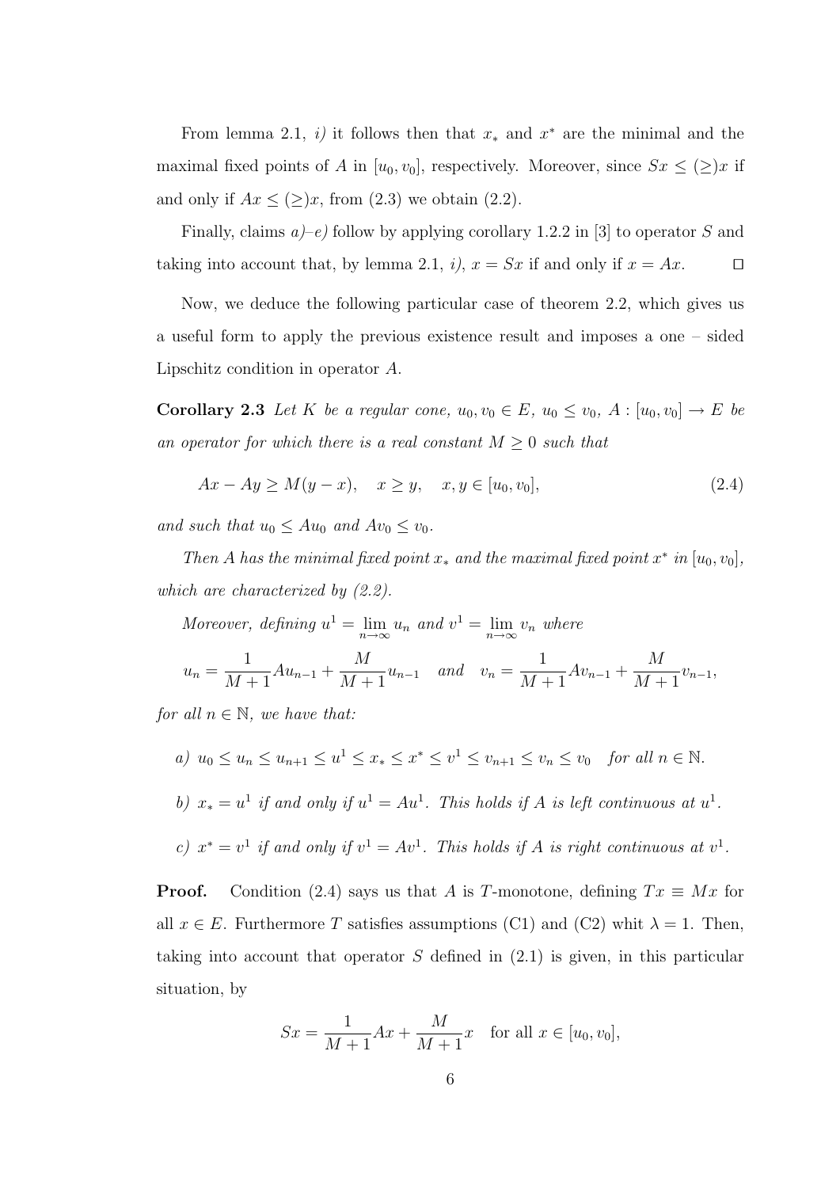From lemma 2.1, *i)* it follows then that $x_*$ and $x^*$ are the minimal and the maximal fixed points of $A$ in $[u_0, v_0]$, respectively. Moreover, since $Sx \leq (\geq) x$ if and only if $Ax \leq (\geq) x$, from (2.3) we obtain (2.2).

Finally, claims *a)–e)* follow by applying corollary 1.2.2 in [3] to operator $S$ and taking into account that, by lemma 2.1, *i)*, $x = Sx$ if and only if $x = Ax$. □

Now, we deduce the following particular case of theorem 2.2, which gives us a useful form to apply the previous existence result and imposes a one – sided Lipschitz condition in operator $A$.

**Corollary 2.3** *Let $K$ be a regular cone, $u_0, v_0 \in E$, $u_0 \leq v_0$, $A : [u_0, v_0] \to E$ be an operator for which there is a real constant $M \geq 0$ such that*

$$Ax - Ay \geq M(y - x), \quad x \geq y, \quad x, y \in [u_0, v_0], \tag{2.4}$$

*and such that $u_0 \leq Au_0$ and $Av_0 \leq v_0$.*

*Then $A$ has the minimal fixed point $x_*$ and the maximal fixed point $x^*$ in $[u_0, v_0]$, which are characterized by (2.2).*

*Moreover, defining $u^1 = \lim_{n\to\infty} u_n$ and $v^1 = \lim_{n\to\infty} v_n$ where*

$$u_n = \frac{1}{M+1} A u_{n-1} + \frac{M}{M+1} u_{n-1} \quad \text{and} \quad v_n = \frac{1}{M+1} A v_{n-1} + \frac{M}{M+1} v_{n-1},$$

*for all $n \in \mathbb{N}$, we have that:*

*a)* $u_0 \leq u_n \leq u_{n+1} \leq u^1 \leq x_* \leq x^* \leq v^1 \leq v_{n+1} \leq v_n \leq v_0$ *for all* $n \in \mathbb{N}$.

*b)* $x_* = u^1$ *if and only if* $u^1 = Au^1$. *This holds if $A$ is left continuous at $u^1$.*

*c)* $x^* = v^1$ *if and only if* $v^1 = Av^1$. *This holds if $A$ is right continuous at $v^1$.*

**Proof.** Condition (2.4) says us that $A$ is $T$-monotone, defining $Tx \equiv Mx$ for all $x \in E$. Furthermore $T$ satisfies assumptions (C1) and (C2) whit $\lambda = 1$. Then, taking into account that operator $S$ defined in (2.1) is given, in this particular situation, by

$$Sx = \frac{1}{M+1} Ax + \frac{M}{M+1} x \quad \text{for all } x \in [u_0, v_0],$$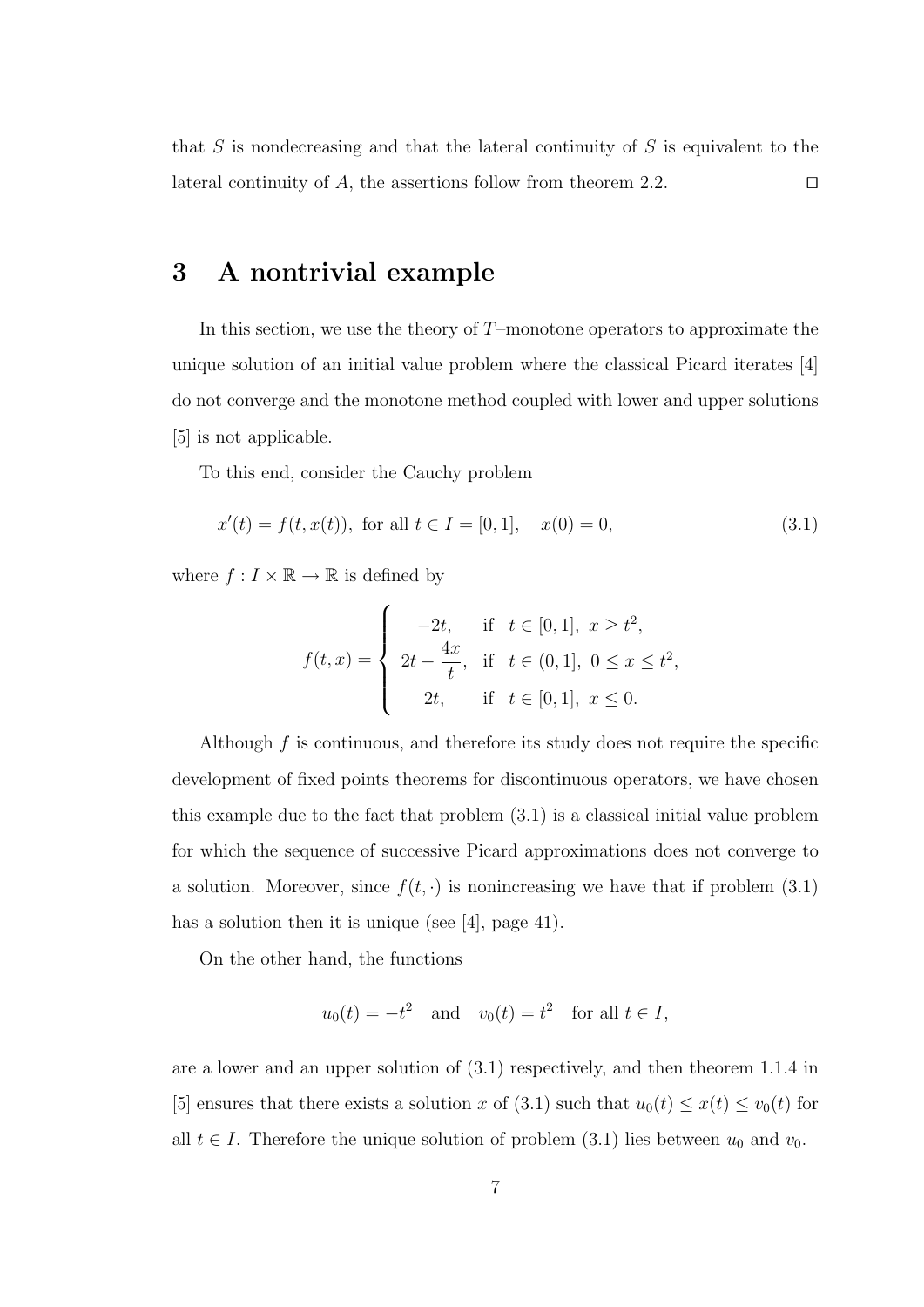that $S$ is nondecreasing and that the lateral continuity of $S$ is equivalent to the lateral continuity of $A$, the assertions follow from theorem 2.2. $\square$

# 3 A nontrivial example

In this section, we use the theory of $T$–monotone operators to approximate the unique solution of an initial value problem where the classical Picard iterates [4] do not converge and the monotone method coupled with lower and upper solutions [5] is not applicable.

To this end, consider the Cauchy problem

$$x'(t) = f(t, x(t)), \text{ for all } t \in I = [0, 1], \quad x(0) = 0, \tag{3.1}$$

where $f : I \times \mathbb{R} \to \mathbb{R}$ is defined by

$$f(t, x) = \begin{cases} -2t, & \text{if } t \in [0, 1],\ x \geq t^2, \\ 2t - \dfrac{4x}{t}, & \text{if } t \in (0, 1],\ 0 \leq x \leq t^2, \\ 2t, & \text{if } t \in [0, 1],\ x \leq 0. \end{cases}$$

Although $f$ is continuous, and therefore its study does not require the specific development of fixed points theorems for discontinuous operators, we have chosen this example due to the fact that problem (3.1) is a classical initial value problem for which the sequence of successive Picard approximations does not converge to a solution. Moreover, since $f(t, \cdot)$ is nonincreasing we have that if problem (3.1) has a solution then it is unique (see [4], page 41).

On the other hand, the functions

$$u_0(t) = -t^2 \quad \text{and} \quad v_0(t) = t^2 \quad \text{for all } t \in I,$$

are a lower and an upper solution of (3.1) respectively, and then theorem 1.1.4 in [5] ensures that there exists a solution $x$ of (3.1) such that $u_0(t) \leq x(t) \leq v_0(t)$ for all $t \in I$. Therefore the unique solution of problem (3.1) lies between $u_0$ and $v_0$.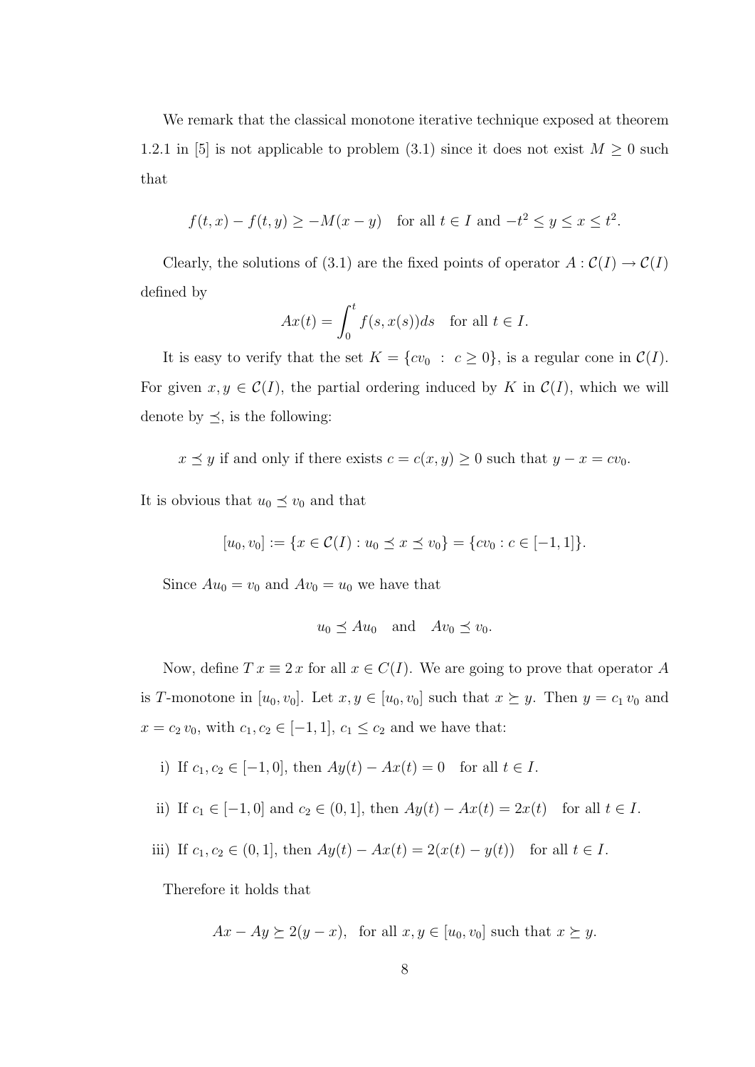We remark that the classical monotone iterative technique exposed at theorem 1.2.1 in [5] is not applicable to problem (3.1) since it does not exist $M \geq 0$ such that

$$f(t,x) - f(t,y) \geq -M(x-y) \quad \text{for all } t \in I \text{ and } -t^2 \leq y \leq x \leq t^2.$$

Clearly, the solutions of (3.1) are the fixed points of operator $A : \mathcal{C}(I) \to \mathcal{C}(I)$ defined by

$$Ax(t) = \int_0^t f(s, x(s))ds \quad \text{for all } t \in I.$$

It is easy to verify that the set $K = \{cv_0 \ : \ c \geq 0\}$, is a regular cone in $\mathcal{C}(I)$. For given $x, y \in \mathcal{C}(I)$, the partial ordering induced by $K$ in $\mathcal{C}(I)$, which we will denote by $\preceq$, is the following:

$$x \preceq y \text{ if and only if there exists } c = c(x,y) \geq 0 \text{ such that } y - x = cv_0.$$

It is obvious that $u_0 \preceq v_0$ and that

$$[u_0, v_0] := \{x \in \mathcal{C}(I) : u_0 \preceq x \preceq v_0\} = \{cv_0 : c \in [-1, 1]\}.$$

Since $Au_0 = v_0$ and $Av_0 = u_0$ we have that

$$u_0 \preceq Au_0 \quad \text{and} \quad Av_0 \preceq v_0.$$

Now, define $T\,x \equiv 2\,x$ for all $x \in C(I)$. We are going to prove that operator $A$ is $T$-monotone in $[u_0, v_0]$. Let $x, y \in [u_0, v_0]$ such that $x \succeq y$. Then $y = c_1\,v_0$ and $x = c_2\,v_0$, with $c_1, c_2 \in [-1, 1]$, $c_1 \leq c_2$ and we have that:

i) If $c_1, c_2 \in [-1, 0]$, then $Ay(t) - Ax(t) = 0 \quad \text{for all } t \in I.$

ii) If $c_1 \in [-1, 0]$ and $c_2 \in (0, 1]$, then $Ay(t) - Ax(t) = 2x(t) \quad \text{for all } t \in I.$

iii) If $c_1, c_2 \in (0, 1]$, then $Ay(t) - Ax(t) = 2(x(t) - y(t)) \quad \text{for all } t \in I.$

Therefore it holds that

$$Ax - Ay \succeq 2(y - x), \ \text{ for all } x, y \in [u_0, v_0] \text{ such that } x \succeq y.$$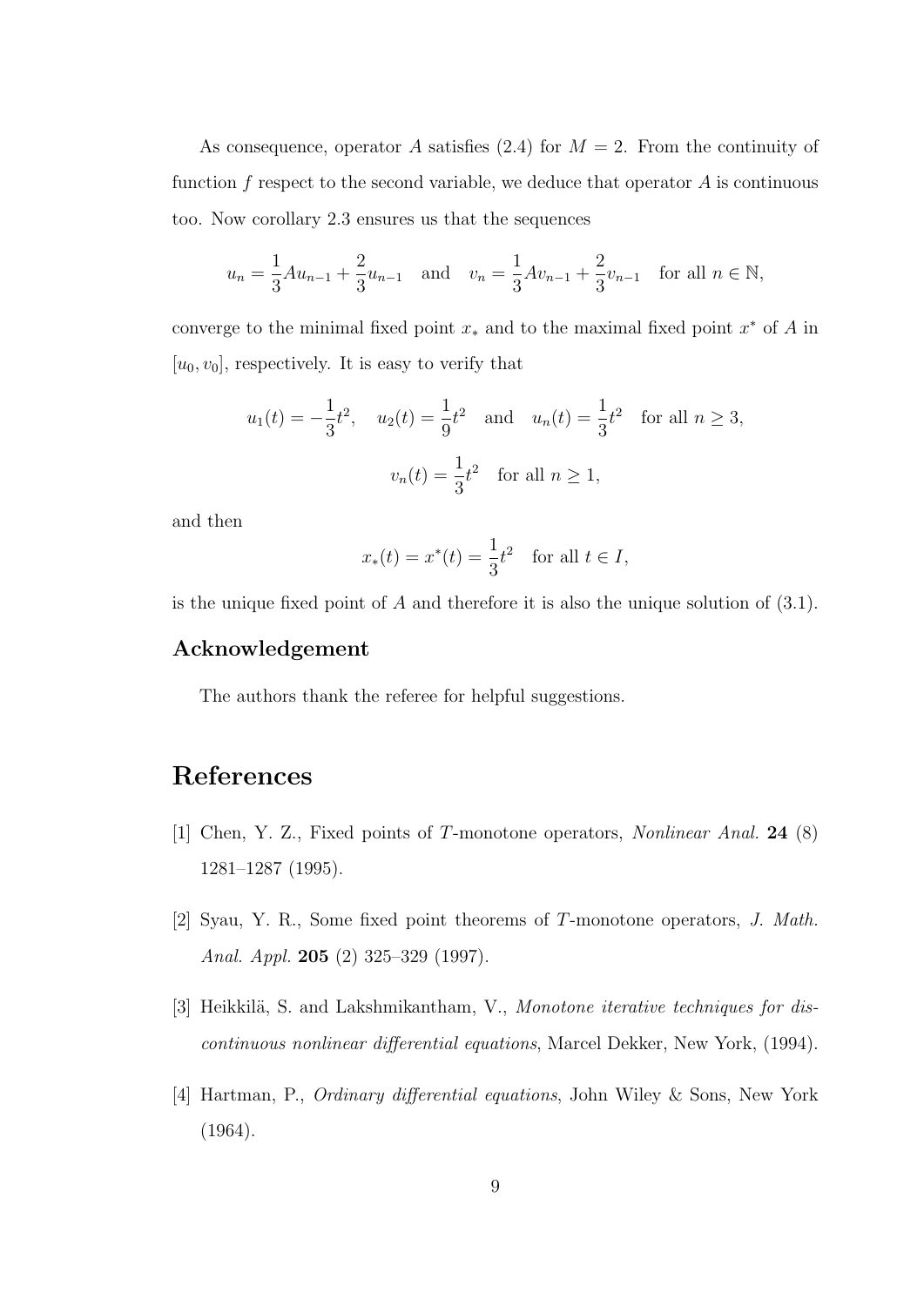As consequence, operator $A$ satisfies (2.4) for $M = 2$. From the continuity of function $f$ respect to the second variable, we deduce that operator $A$ is continuous too. Now corollary 2.3 ensures us that the sequences

$$u_n = \frac{1}{3}Au_{n-1} + \frac{2}{3}u_{n-1} \quad \text{and} \quad v_n = \frac{1}{3}Av_{n-1} + \frac{2}{3}v_{n-1} \quad \text{for all } n \in \mathbb{N},$$

converge to the minimal fixed point $x_*$ and to the maximal fixed point $x^*$ of $A$ in $[u_0, v_0]$, respectively. It is easy to verify that

$$u_1(t) = -\frac{1}{3}t^2, \quad u_2(t) = \frac{1}{9}t^2 \quad \text{and} \quad u_n(t) = \frac{1}{3}t^2 \quad \text{for all } n \geq 3,$$

$$v_n(t) = \frac{1}{3}t^2 \quad \text{for all } n \geq 1,$$

and then

$$x_*(t) = x^*(t) = \frac{1}{3}t^2 \quad \text{for all } t \in I,$$

is the unique fixed point of $A$ and therefore it is also the unique solution of (3.1).

### Acknowledgement

The authors thank the referee for helpful suggestions.

## References

[1] Chen, Y. Z., Fixed points of $T$-monotone operators, *Nonlinear Anal.* **24** (8) 1281–1287 (1995).

[2] Syau, Y. R., Some fixed point theorems of $T$-monotone operators, *J. Math. Anal. Appl.* **205** (2) 325–329 (1997).

[3] Heikkilä, S. and Lakshmikantham, V., *Monotone iterative techniques for discontinuous nonlinear differential equations*, Marcel Dekker, New York, (1994).

[4] Hartman, P., *Ordinary differential equations*, John Wiley & Sons, New York (1964).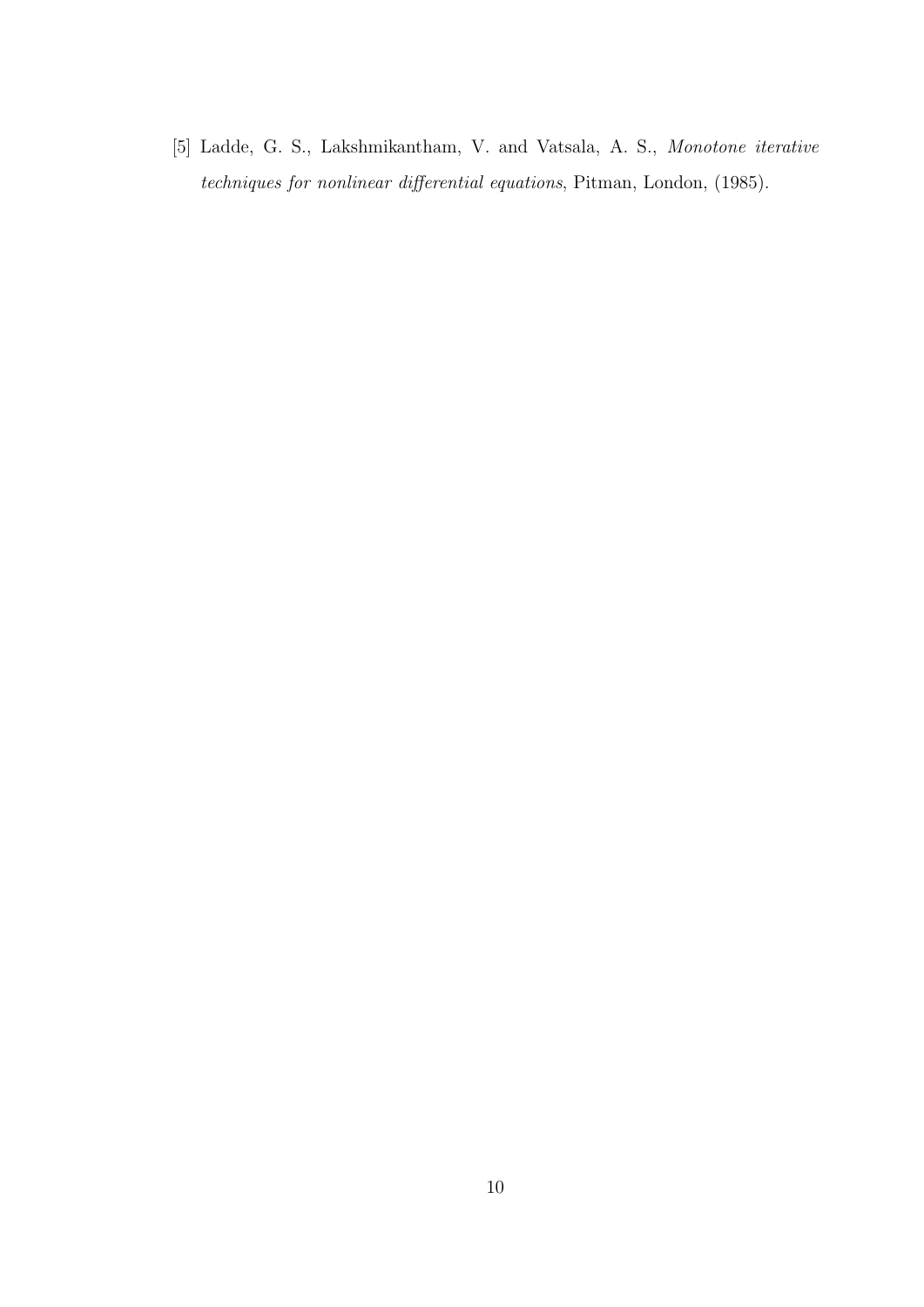[5] Ladde, G. S., Lakshmikantham, V. and Vatsala, A. S., *Monotone iterative techniques for nonlinear differential equations*, Pitman, London, (1985).